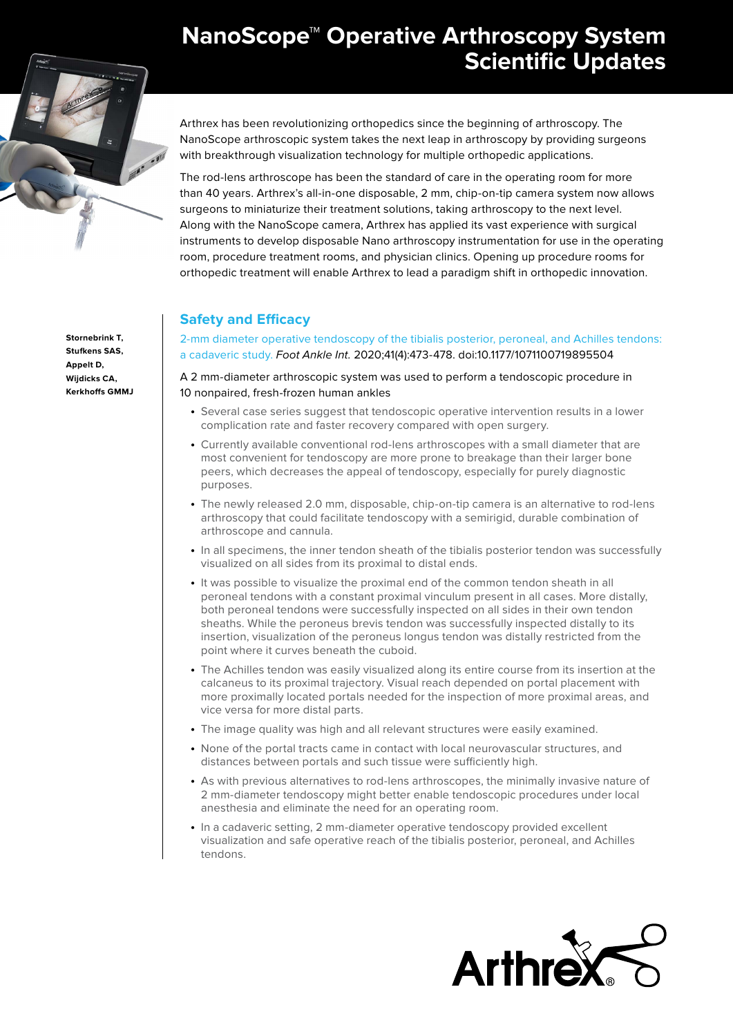# NanoScope™ Operative Arthroscopy System Scientific Updates

Arthrex has been revolutionizing orthopedics since the beginning of arthroscopy. The NanoScope arthroscopic system takes the next leap in arthroscopy by providing surgeons with breakthrough visualization technology for multiple orthopedic applications.

The rod-lens arthroscope has been the standard of care in the operating room for more than 40 years. Arthrex's all-in-one disposable, 2 mm, chip-on-tip camera system now allows surgeons to miniaturize their treatment solutions, taking arthroscopy to the next level. Along with the NanoScope camera, Arthrex has applied its vast experience with surgical instruments to develop disposable Nano arthroscopy instrumentation for use in the operating room, procedure treatment rooms, and physician clinics. Opening up procedure rooms for orthopedic treatment will enable Arthrex to lead a paradigm shift in orthopedic innovation.

## Safety and Efficacy

**Stornebrink T, Stufkens SAS, Appelt D, Wijdicks CA, Kerkhoffs GMMJ**

2-mm diameter operative tendoscopy of the tibialis posterior, peroneal, and Achilles tendons: a cadaveric study. *Foot Ankle Int.* 2020;41(4):473-478. doi:10.1177/1071100719895504

A 2 mm-diameter arthroscopic system was used to perform a tendoscopic procedure in 10 nonpaired, fresh-frozen human ankles

- Several case series suggest that tendoscopic operative intervention results in a lower complication rate and faster recovery compared with open surgery.
- Currently available conventional rod-lens arthroscopes with a small diameter that are most convenient for tendoscopy are more prone to breakage than their larger bone peers, which decreases the appeal of tendoscopy, especially for purely diagnostic purposes.
- The newly released 2.0 mm, disposable, chip-on-tip camera is an alternative to rod-lens arthroscopy that could facilitate tendoscopy with a semirigid, durable combination of arthroscope and cannula.
- In all specimens, the inner tendon sheath of the tibialis posterior tendon was successfully visualized on all sides from its proximal to distal ends.
- It was possible to visualize the proximal end of the common tendon sheath in all peroneal tendons with a constant proximal vinculum present in all cases. More distally, both peroneal tendons were successfully inspected on all sides in their own tendon sheaths. While the peroneus brevis tendon was successfully inspected distally to its insertion, visualization of the peroneus longus tendon was distally restricted from the point where it curves beneath the cuboid.
- The Achilles tendon was easily visualized along its entire course from its insertion at the calcaneus to its proximal trajectory. Visual reach depended on portal placement with more proximally located portals needed for the inspection of more proximal areas, and vice versa for more distal parts.
- The image quality was high and all relevant structures were easily examined.
- None of the portal tracts came in contact with local neurovascular structures, and distances between portals and such tissue were sufficiently high.
- As with previous alternatives to rod-lens arthroscopes, the minimally invasive nature of 2 mm-diameter tendoscopy might better enable tendoscopic procedures under local anesthesia and eliminate the need for an operating room.
- In a cadaveric setting, 2 mm-diameter operative tendoscopy provided excellent visualization and safe operative reach of the tibialis posterior, peroneal, and Achilles tendons.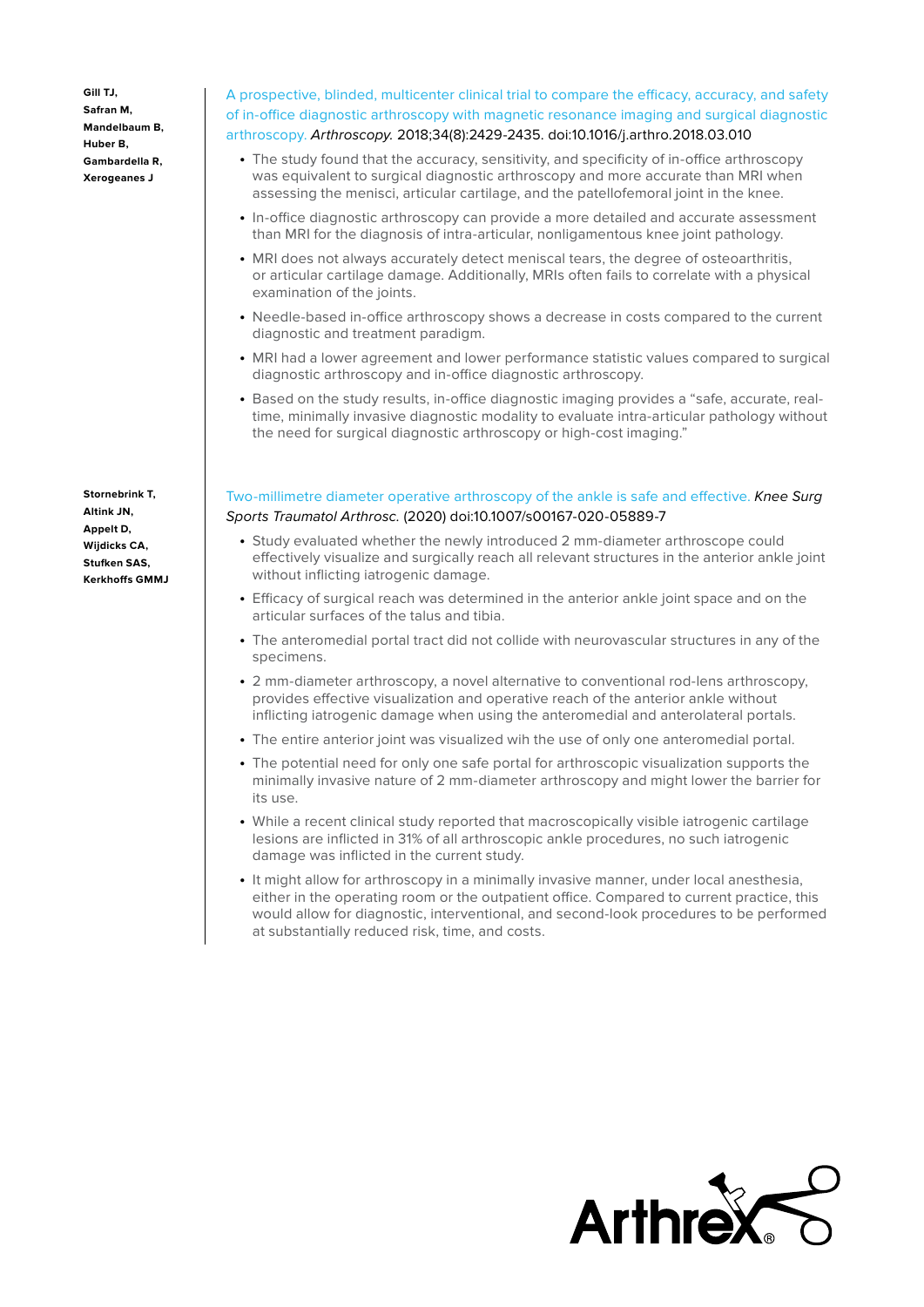**Gill TJ, Safran M, Mandelbaum B, Huber B, Gambardella R, Xerogeanes J**

A prospective, blinded, multicenter clinical trial to compare the efficacy, accuracy, and safety of in-office diagnostic arthroscopy with magnetic resonance imaging and surgical diagnostic arthroscopy. *Arthroscopy.* 2018;34(8):2429-2435. doi:10.1016/j.arthro.2018.03.010

- The study found that the accuracy, sensitivity, and specificity of in-office arthroscopy was equivalent to surgical diagnostic arthroscopy and more accurate than MRI when assessing the menisci, articular cartilage, and the patellofemoral joint in the knee.
- In-office diagnostic arthroscopy can provide a more detailed and accurate assessment than MRI for the diagnosis of intra-articular, nonligamentous knee joint pathology.
- MRI does not always accurately detect meniscal tears, the degree of osteoarthritis, or articular cartilage damage. Additionally, MRIs often fails to correlate with a physical examination of the joints.
- Needle-based in-office arthroscopy shows a decrease in costs compared to the current diagnostic and treatment paradigm.
- MRI had a lower agreement and lower performance statistic values compared to surgical diagnostic arthroscopy and in-office diagnostic arthroscopy.
- Based on the study results, in-office diagnostic imaging provides a "safe, accurate, real-time, minimally invasive diagnostic modality to evaluate intra-articular pathology without the need for surgical diagnostic arthroscopy or high-cost imaging."

**Stornebrink T, Altink JN, Appelt D, Wijdicks CA, Stufken SAS, Kerkhoffs GMMJ**

Two-millimetre diameter operative arthroscopy of the ankle is safe and effective. *Knee Surg Sports Traumatol Arthrosc.* (2020) doi:10.1007/s00167-020-05889-7

- Study evaluated whether the newly introduced 2 mm-diameter arthroscope could effectively visualize and surgically reach all relevant structures in the anterior ankle joint without inflicting iatrogenic damage.
- Efficacy of surgical reach was determined in the anterior ankle joint space and on the articular surfaces of the talus and tibia.
- The anteromedial portal tract did not collide with neurovascular structures in any of the specimens.
- 2 mm-diameter arthroscopy, a novel alternative to conventional rod-lens arthroscopy, provides effective visualization and operative reach of the anterior ankle without inflicting iatrogenic damage when using the anteromedial and anterolateral portals.
- The entire anterior joint was visualized wih the use of only one anteromedial portal.
- The potential need for only one safe portal for arthroscopic visualization supports the minimally invasive nature of 2 mm-diameter arthroscopy and might lower the barrier for its use.
- While a recent clinical study reported that macroscopically visible iatrogenic cartilage lesions are inflicted in 31% of all arthroscopic ankle procedures, no such iatrogenic damage was inflicted in the current study.
- It might allow for arthroscopy in a minimally invasive manner, under local anesthesia, either in the operating room or the outpatient office. Compared to current practice, this would allow for diagnostic, interventional, and second-look procedures to be performed at substantially reduced risk, time, and costs.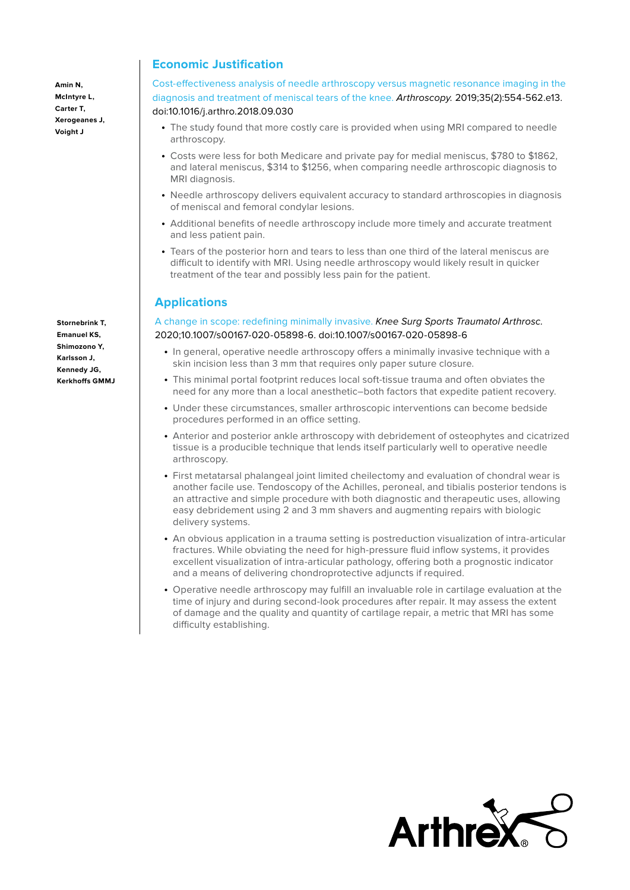## Economic Justification

**Amin N, McIntyre L, Carter T, Xerogeanes J, Voight J**

Cost-effectiveness analysis of needle arthroscopy versus magnetic resonance imaging in the diagnosis and treatment of meniscal tears of the knee. *Arthroscopy.* 2019;35(2):554-562.e13. doi:10.1016/j.arthro.2018.09.030

- The study found that more costly care is provided when using MRI compared to needle arthroscopy.
- Costs were less for both Medicare and private pay for medial meniscus, \$780 to \$1862, and lateral meniscus, \$314 to \$1256, when comparing needle arthroscopic diagnosis to MRI diagnosis.
- Needle arthroscopy delivers equivalent accuracy to standard arthroscopies in diagnosis of meniscal and femoral condylar lesions.
- Additional benefits of needle arthroscopy include more timely and accurate treatment and less patient pain.
- Tears of the posterior horn and tears to less than one third of the lateral meniscus are difficult to identify with MRI. Using needle arthroscopy would likely result in quicker treatment of the tear and possibly less pain for the patient.

## Applications

**Stornebrink T, Emanuel KS, Shimozono Y, Karlsson J, Kennedy JG, Kerkhoffs GMMJ**

A change in scope: redefining minimally invasive. *Knee Surg Sports Traumatol Arthrosc.* 2020;10.1007/s00167-020-05898-6. doi:10.1007/s00167-020-05898-6

- In general, operative needle arthroscopy offers a minimally invasive technique with a skin incision less than 3 mm that requires only paper suture closure.
- This minimal portal footprint reduces local soft-tissue trauma and often obviates the need for any more than a local anesthetic–both factors that expedite patient recovery.
- Under these circumstances, smaller arthroscopic interventions can become bedside procedures performed in an office setting.
- Anterior and posterior ankle arthroscopy with debridement of osteophytes and cicatrized tissue is a producible technique that lends itself particularly well to operative needle arthroscopy.
- First metatarsal phalangeal joint limited cheilectomy and evaluation of chondral wear is another facile use. Tendoscopy of the Achilles, peroneal, and tibialis posterior tendons is an attractive and simple procedure with both diagnostic and therapeutic uses, allowing easy debridement using 2 and 3 mm shavers and augmenting repairs with biologic delivery systems.
- An obvious application in a trauma setting is postreduction visualization of intra-articular fractures. While obviating the need for high-pressure fluid inflow systems, it provides excellent visualization of intra-articular pathology, offering both a prognostic indicator and a means of delivering chondroprotective adjuncts if required.
- Operative needle arthroscopy may fulfill an invaluable role in cartilage evaluation at the time of injury and during second-look procedures after repair. It may assess the extent of damage and the quality and quantity of cartilage repair, a metric that MRI has some difficulty establishing.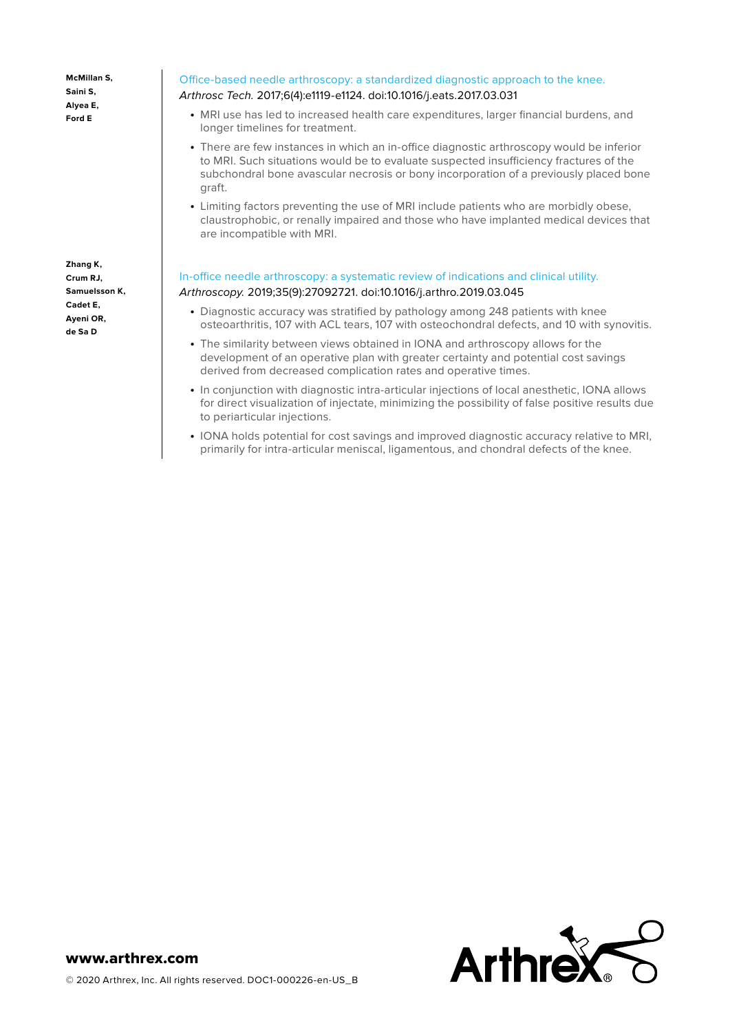**McMillan S, Saini S, Alyea E, Ford E**

Office-based needle arthroscopy: a standardized diagnostic approach to the knee.
*Arthrosc Tech.* 2017;6(4):e1119-e1124. doi:10.1016/j.eats.2017.03.031

- MRI use has led to increased health care expenditures, larger financial burdens, and longer timelines for treatment.
- There are few instances in which an in-office diagnostic arthroscopy would be inferior to MRI. Such situations would be to evaluate suspected insufficiency fractures of the subchondral bone avascular necrosis or bony incorporation of a previously placed bone graft.
- Limiting factors preventing the use of MRI include patients who are morbidly obese, claustrophobic, or renally impaired and those who have implanted medical devices that are incompatible with MRI.

**Zhang K, Crum RJ, Samuelsson K, Cadet E, Ayeni OR, de Sa D**

In-office needle arthroscopy: a systematic review of indications and clinical utility.
*Arthroscopy.* 2019;35(9):27092721. doi:10.1016/j.arthro.2019.03.045

- Diagnostic accuracy was stratified by pathology among 248 patients with knee osteoarthritis, 107 with ACL tears, 107 with osteochondral defects, and 10 with synovitis.
- The similarity between views obtained in IONA and arthroscopy allows for the development of an operative plan with greater certainty and potential cost savings derived from decreased complication rates and operative times.
- In conjunction with diagnostic intra-articular injections of local anesthetic, IONA allows for direct visualization of injectate, minimizing the possibility of false positive results due to periarticular injections.
- IONA holds potential for cost savings and improved diagnostic accuracy relative to MRI, primarily for intra-articular meniscal, ligamentous, and chondral defects of the knee.

**www.arthrex.com**

© 2020 Arthrex, Inc. All rights reserved. DOC1-000226-en-US_B

Arthrex®